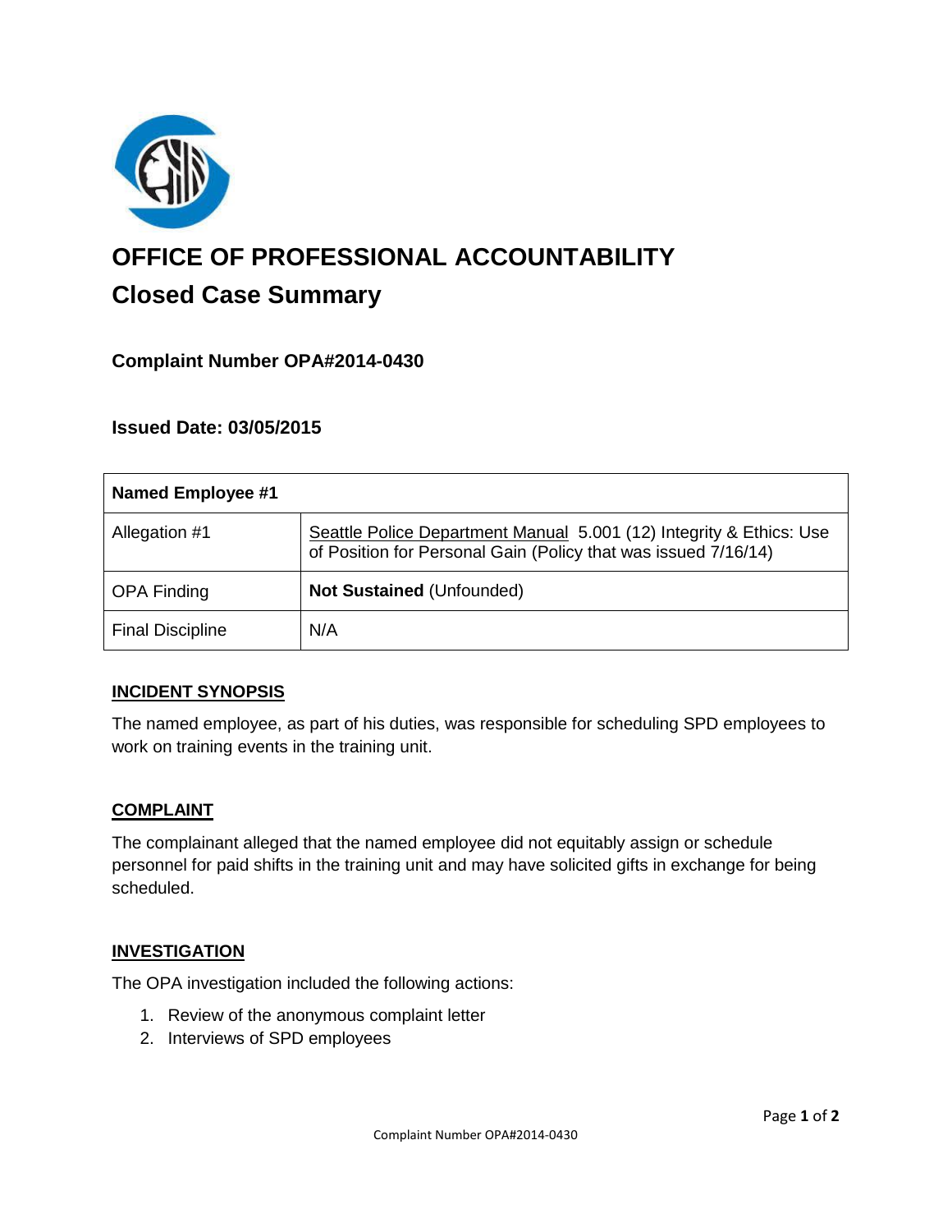# OFFICE OF PROFESSIONAL ACCOUNTABILITY

## Closed Case Summary

### Complaint Number OPA#2014-0430

### Issued Date: 03/05/2015

| Named Employee #1 | |
|---|---|
| Allegation #1 | Seattle Police Department Manual 5.001 (12) Integrity & Ethics: Use of Position for Personal Gain (Policy that was issued 7/16/14) |
| OPA Finding | **Not Sustained** (Unfounded) |
| Final Discipline | N/A |

## INCIDENT SYNOPSIS

The named employee, as part of his duties, was responsible for scheduling SPD employees to work on training events in the training unit.

## COMPLAINT

The complainant alleged that the named employee did not equitably assign or schedule personnel for paid shifts in the training unit and may have solicited gifts in exchange for being scheduled.

## INVESTIGATION

The OPA investigation included the following actions:

1. Review of the anonymous complaint letter
2. Interviews of SPD employees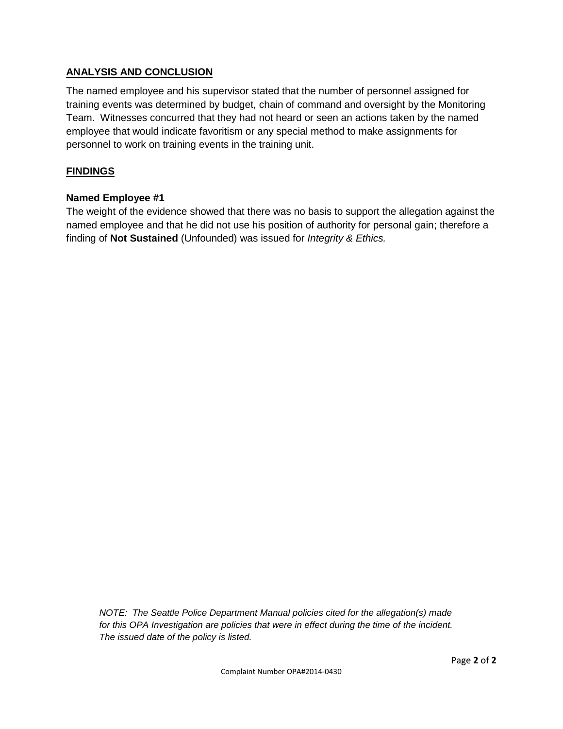## ANALYSIS AND CONCLUSION

The named employee and his supervisor stated that the number of personnel assigned for training events was determined by budget, chain of command and oversight by the Monitoring Team. Witnesses concurred that they had not heard or seen an actions taken by the named employee that would indicate favoritism or any special method to make assignments for personnel to work on training events in the training unit.

## FINDINGS

### Named Employee #1

The weight of the evidence showed that there was no basis to support the allegation against the named employee and that he did not use his position of authority for personal gain; therefore a finding of **Not Sustained** (Unfounded) was issued for *Integrity & Ethics.*

*NOTE: The Seattle Police Department Manual policies cited for the allegation(s) made for this OPA Investigation are policies that were in effect during the time of the incident. The issued date of the policy is listed.*

Complaint Number OPA#2014-0430